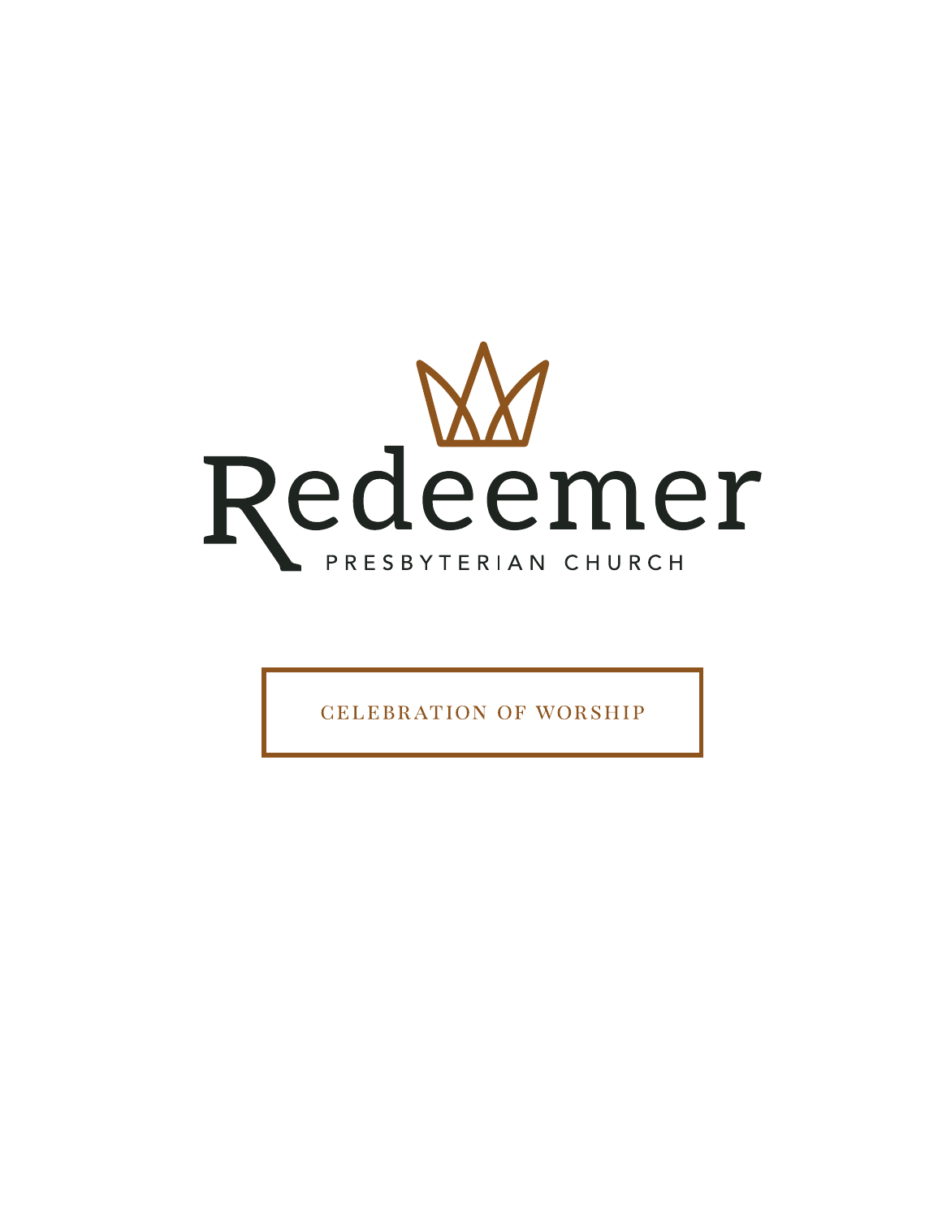# Redeemer

PRESBYTERIAN CHURCH

CELEBRATION OF WORSHIP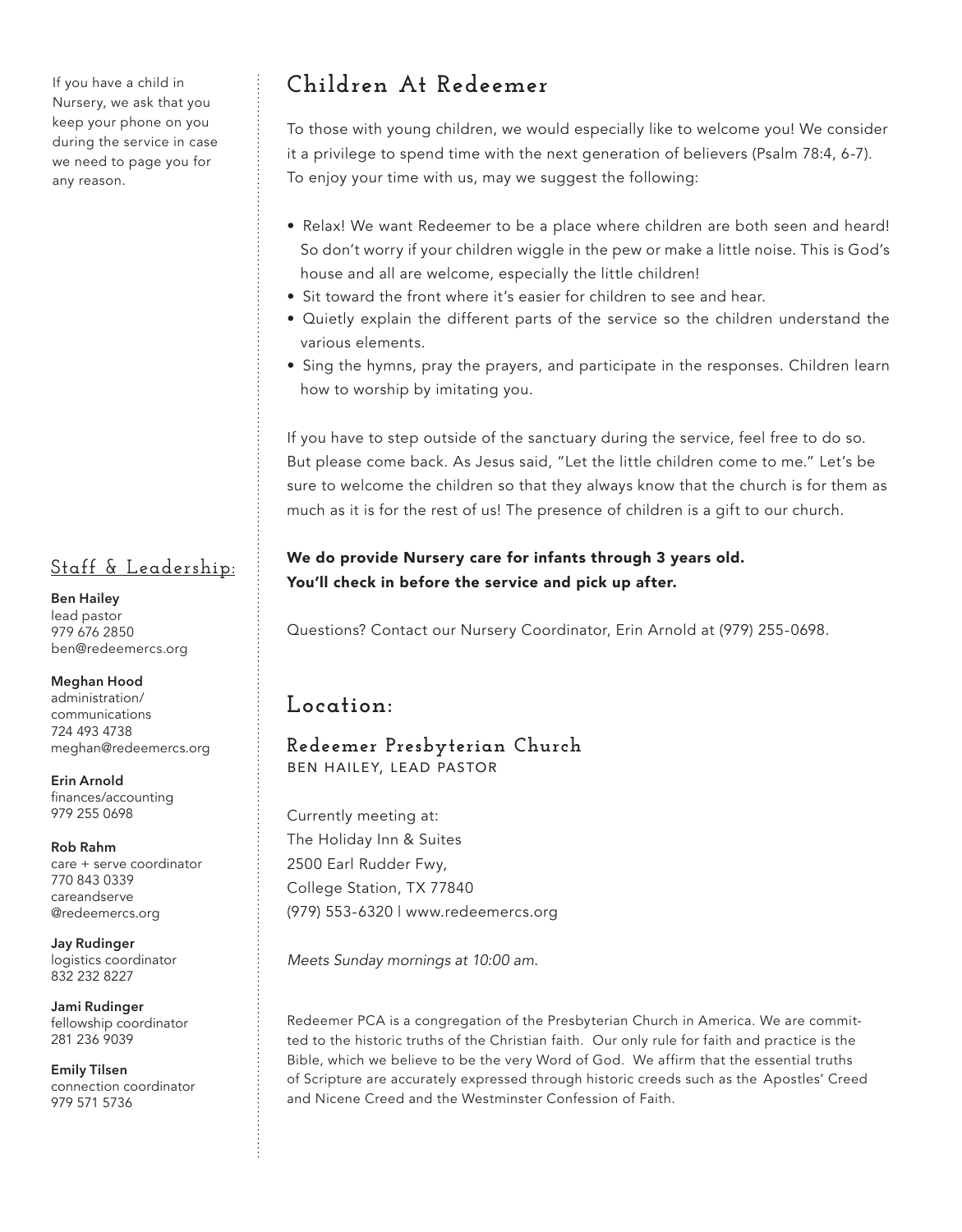## Children At Redeemer

To those with young children, we would especially like to welcome you! We consider it a privilege to spend time with the next generation of believers (Psalm 78:4, 6-7). To enjoy your time with us, may we suggest the following:

- Relax! We want Redeemer to be a place where children are both seen and heard! So don't worry if your children wiggle in the pew or make a little noise. This is God's house and all are welcome, especially the little children!
- Sit toward the front where it's easier for children to see and hear.
- Quietly explain the different parts of the service so the children understand the various elements.
- Sing the hymns, pray the prayers, and participate in the responses. Children learn how to worship by imitating you.

If you have to step outside of the sanctuary during the service, feel free to do so. But please come back. As Jesus said, "Let the little children come to me." Let's be sure to welcome the children so that they always know that the church is for them as much as it is for the rest of us! The presence of children is a gift to our church.

**We do provide Nursery care for infants through 3 years old.**
**You'll check in before the service and pick up after.**

Questions? Contact our Nursery Coordinator, Erin Arnold at (979) 255-0698.

If you have a child in Nursery, we ask that you keep your phone on you during the service in case we need to page you for any reason.

## Location:

### Redeemer Presbyterian Church

BEN HAILEY, LEAD PASTOR

Currently meeting at:
The Holiday Inn & Suites
2500 Earl Rudder Fwy,
College Station, TX 77840
(979) 553-6320 | www.redeemercs.org

*Meets Sunday mornings at 10:00 am.*

Redeemer PCA is a congregation of the Presbyterian Church in America. We are committed to the historic truths of the Christian faith. Our only rule for faith and practice is the Bible, which we believe to be the very Word of God. We affirm that the essential truths of Scripture are accurately expressed through historic creeds such as the Apostles' Creed and Nicene Creed and the Westminster Confession of Faith.

## Staff & Leadership:

**Ben Hailey**
lead pastor
979 676 2850
ben@redeemercs.org

**Meghan Hood**
administration/communications
724 493 4738
meghan@redeemercs.org

**Erin Arnold**
finances/accounting
979 255 0698

**Rob Rahm**
care + serve coordinator
770 843 0339
careandserve@redeemercs.org

**Jay Rudinger**
logistics coordinator
832 232 8227

**Jami Rudinger**
fellowship coordinator
281 236 9039

**Emily Tilsen**
connection coordinator
979 571 5736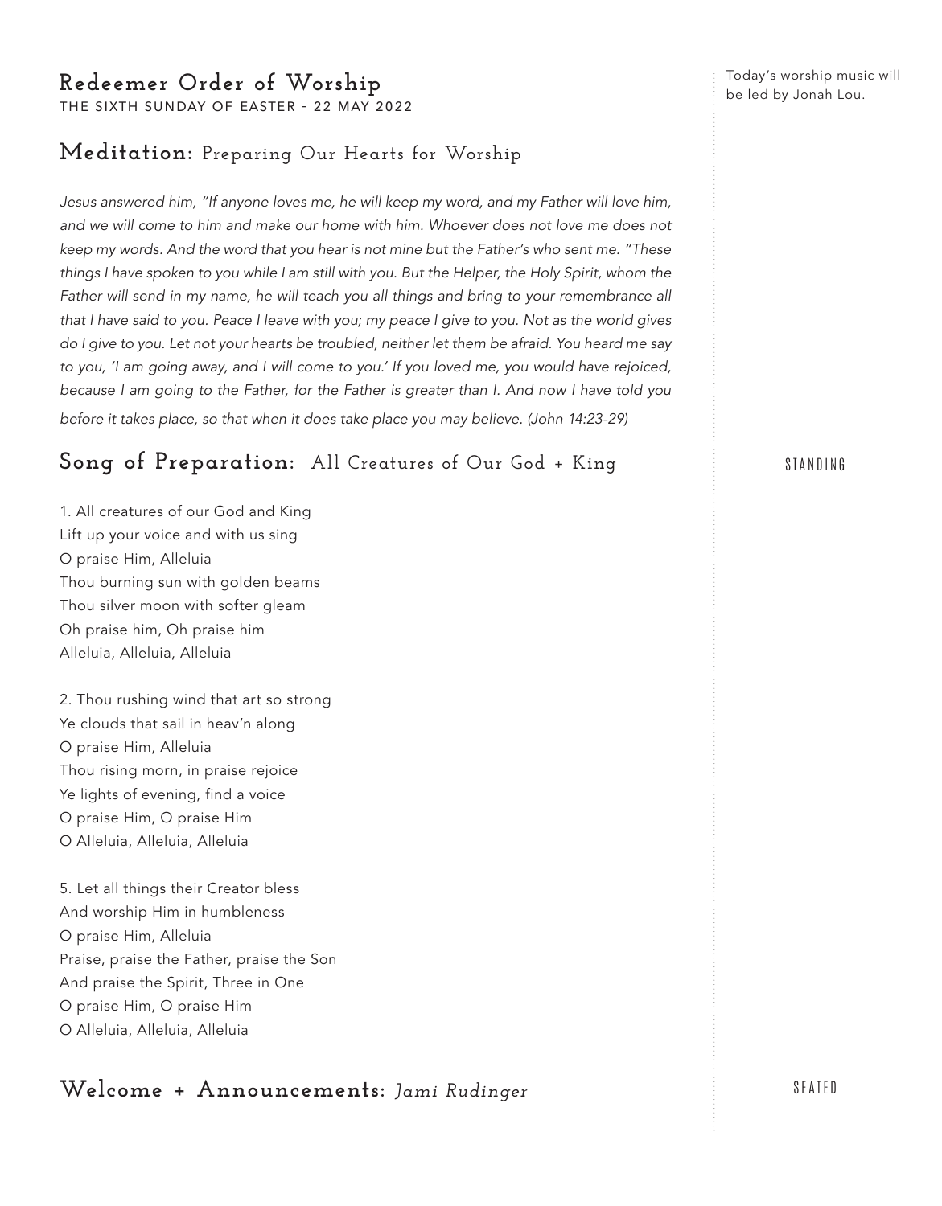# Redeemer Order of Worship

THE SIXTH SUNDAY OF EASTER - 22 MAY 2022

Today's worship music will be led by Jonah Lou.

## Meditation: Preparing Our Hearts for Worship

*Jesus answered him, "If anyone loves me, he will keep my word, and my Father will love him, and we will come to him and make our home with him. Whoever does not love me does not keep my words. And the word that you hear is not mine but the Father's who sent me. "These things I have spoken to you while I am still with you. But the Helper, the Holy Spirit, whom the Father will send in my name, he will teach you all things and bring to your remembrance all that I have said to you. Peace I leave with you; my peace I give to you. Not as the world gives do I give to you. Let not your hearts be troubled, neither let them be afraid. You heard me say to you, 'I am going away, and I will come to you.' If you loved me, you would have rejoiced, because I am going to the Father, for the Father is greater than I. And now I have told you before it takes place, so that when it does take place you may believe. (John 14:23-29)*

## Song of Preparation: All Creatures of Our God + King

STANDING

1. All creatures of our God and King  
Lift up your voice and with us sing  
O praise Him, Alleluia  
Thou burning sun with golden beams  
Thou silver moon with softer gleam  
Oh praise him, Oh praise him  
Alleluia, Alleluia, Alleluia

2. Thou rushing wind that art so strong  
Ye clouds that sail in heav'n along  
O praise Him, Alleluia  
Thou rising morn, in praise rejoice  
Ye lights of evening, find a voice  
O praise Him, O praise Him  
O Alleluia, Alleluia, Alleluia

5. Let all things their Creator bless  
And worship Him in humbleness  
O praise Him, Alleluia  
Praise, praise the Father, praise the Son  
And praise the Spirit, Three in One  
O praise Him, O praise Him  
O Alleluia, Alleluia, Alleluia

## Welcome + Announcements: *Jami Rudinger*

SEATED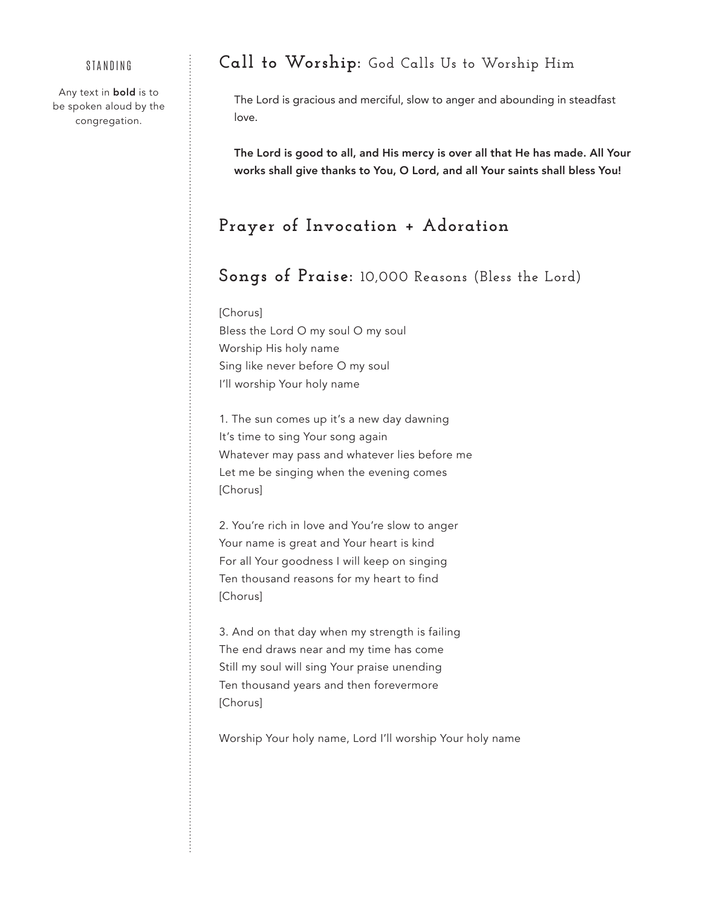STANDING

Any text in **bold** is to be spoken aloud by the congregation.

## Call to Worship: God Calls Us to Worship Him

The Lord is gracious and merciful, slow to anger and abounding in steadfast love.

**The Lord is good to all, and His mercy is over all that He has made. All Your works shall give thanks to You, O Lord, and all Your saints shall bless You!**

## Prayer of Invocation + Adoration

## Songs of Praise: 10,000 Reasons (Bless the Lord)

[Chorus]
Bless the Lord O my soul O my soul
Worship His holy name
Sing like never before O my soul
I'll worship Your holy name

1. The sun comes up it's a new day dawning
It's time to sing Your song again
Whatever may pass and whatever lies before me
Let me be singing when the evening comes
[Chorus]

2. You're rich in love and You're slow to anger
Your name is great and Your heart is kind
For all Your goodness I will keep on singing
Ten thousand reasons for my heart to find
[Chorus]

3. And on that day when my strength is failing
The end draws near and my time has come
Still my soul will sing Your praise unending
Ten thousand years and then forevermore
[Chorus]

Worship Your holy name, Lord I'll worship Your holy name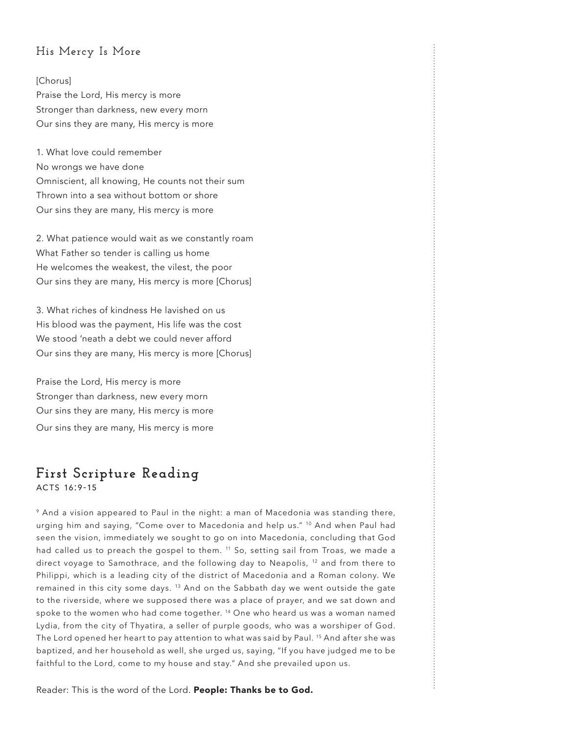### His Mercy Is More

[Chorus]
Praise the Lord, His mercy is more
Stronger than darkness, new every morn
Our sins they are many, His mercy is more

1. What love could remember
No wrongs we have done
Omniscient, all knowing, He counts not their sum
Thrown into a sea without bottom or shore
Our sins they are many, His mercy is more

2. What patience would wait as we constantly roam
What Father so tender is calling us home
He welcomes the weakest, the vilest, the poor
Our sins they are many, His mercy is more [Chorus]

3. What riches of kindness He lavished on us
His blood was the payment, His life was the cost
We stood 'neath a debt we could never afford
Our sins they are many, His mercy is more [Chorus]

Praise the Lord, His mercy is more
Stronger than darkness, new every morn
Our sins they are many, His mercy is more
Our sins they are many, His mercy is more

## First Scripture Reading

ACTS 16:9-15

[9] And a vision appeared to Paul in the night: a man of Macedonia was standing there, urging him and saying, "Come over to Macedonia and help us." [10] And when Paul had seen the vision, immediately we sought to go on into Macedonia, concluding that God had called us to preach the gospel to them. [11] So, setting sail from Troas, we made a direct voyage to Samothrace, and the following day to Neapolis, [12] and from there to Philippi, which is a leading city of the district of Macedonia and a Roman colony. We remained in this city some days. [13] And on the Sabbath day we went outside the gate to the riverside, where we supposed there was a place of prayer, and we sat down and spoke to the women who had come together. [14] One who heard us was a woman named Lydia, from the city of Thyatira, a seller of purple goods, who was a worshiper of God. The Lord opened her heart to pay attention to what was said by Paul. [15] And after she was baptized, and her household as well, she urged us, saying, "If you have judged me to be faithful to the Lord, come to my house and stay." And she prevailed upon us.

Reader: This is the word of the Lord. **People: Thanks be to God.**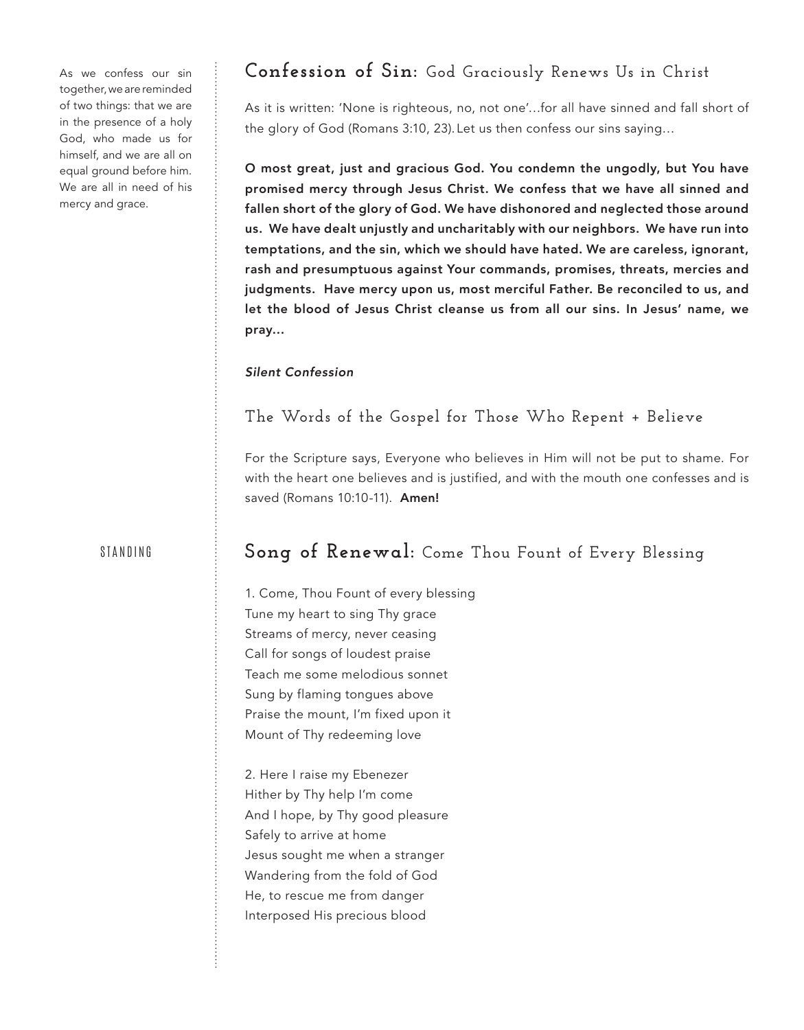As we confess our sin together, we are reminded of two things: that we are in the presence of a holy God, who made us for himself, and we are all on equal ground before him. We are all in need of his mercy and grace.

## Confession of Sin: God Graciously Renews Us in Christ

As it is written: 'None is righteous, no, not one'…for all have sinned and fall short of the glory of God (Romans 3:10, 23). Let us then confess our sins saying…

**O most great, just and gracious God. You condemn the ungodly, but You have promised mercy through Jesus Christ. We confess that we have all sinned and fallen short of the glory of God. We have dishonored and neglected those around us. We have dealt unjustly and uncharitably with our neighbors. We have run into temptations, and the sin, which we should have hated. We are careless, ignorant, rash and presumptuous against Your commands, promises, threats, mercies and judgments. Have mercy upon us, most merciful Father. Be reconciled to us, and let the blood of Jesus Christ cleanse us from all our sins. In Jesus' name, we pray…**

***Silent Confession***

### The Words of the Gospel for Those Who Repent + Believe

For the Scripture says, Everyone who believes in Him will not be put to shame. For with the heart one believes and is justified, and with the mouth one confesses and is saved (Romans 10:10-11). **Amen!**

STANDING

## Song of Renewal: Come Thou Fount of Every Blessing

1. Come, Thou Fount of every blessing
Tune my heart to sing Thy grace
Streams of mercy, never ceasing
Call for songs of loudest praise
Teach me some melodious sonnet
Sung by flaming tongues above
Praise the mount, I'm fixed upon it
Mount of Thy redeeming love

2. Here I raise my Ebenezer
Hither by Thy help I'm come
And I hope, by Thy good pleasure
Safely to arrive at home
Jesus sought me when a stranger
Wandering from the fold of God
He, to rescue me from danger
Interposed His precious blood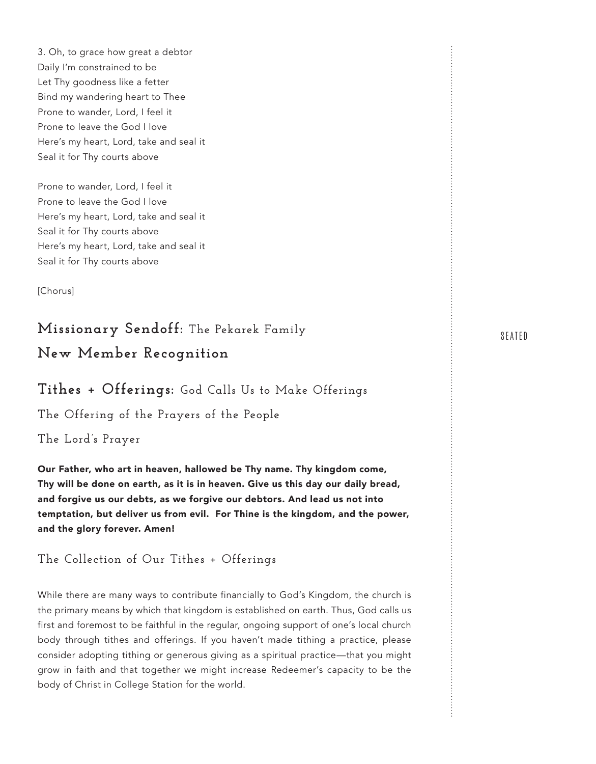3. Oh, to grace how great a debtor
Daily I'm constrained to be
Let Thy goodness like a fetter
Bind my wandering heart to Thee
Prone to wander, Lord, I feel it
Prone to leave the God I love
Here's my heart, Lord, take and seal it
Seal it for Thy courts above

Prone to wander, Lord, I feel it
Prone to leave the God I love
Here's my heart, Lord, take and seal it
Seal it for Thy courts above
Here's my heart, Lord, take and seal it
Seal it for Thy courts above

[Chorus]

## **Missionary Sendoff:** The Pekarek Family

SEATED

## **New Member Recognition**

## **Tithes + Offerings:** God Calls Us to Make Offerings

### The Offering of the Prayers of the People

### The Lord's Prayer

**Our Father, who art in heaven, hallowed be Thy name. Thy kingdom come, Thy will be done on earth, as it is in heaven. Give us this day our daily bread, and forgive us our debts, as we forgive our debtors. And lead us not into temptation, but deliver us from evil. For Thine is the kingdom, and the power, and the glory forever. Amen!**

### The Collection of Our Tithes + Offerings

While there are many ways to contribute financially to God's Kingdom, the church is the primary means by which that kingdom is established on earth. Thus, God calls us first and foremost to be faithful in the regular, ongoing support of one's local church body through tithes and offerings. If you haven't made tithing a practice, please consider adopting tithing or generous giving as a spiritual practice—that you might grow in faith and that together we might increase Redeemer's capacity to be the body of Christ in College Station for the world.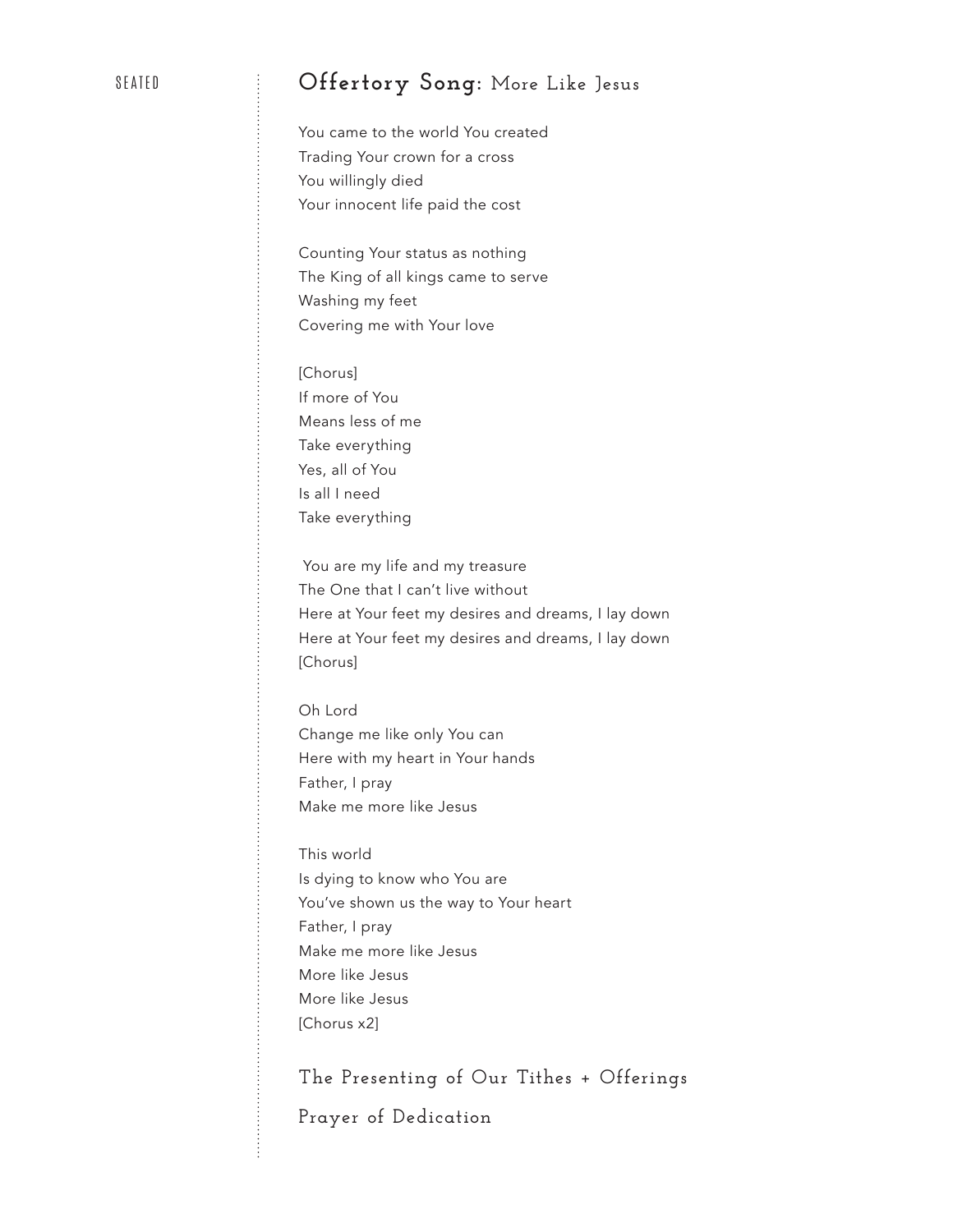SEATED

## Offertory Song: More Like Jesus

You came to the world You created
Trading Your crown for a cross
You willingly died
Your innocent life paid the cost

Counting Your status as nothing
The King of all kings came to serve
Washing my feet
Covering me with Your love

[Chorus]
If more of You
Means less of me
Take everything
Yes, all of You
Is all I need
Take everything

You are my life and my treasure
The One that I can't live without
Here at Your feet my desires and dreams, I lay down
Here at Your feet my desires and dreams, I lay down
[Chorus]

Oh Lord
Change me like only You can
Here with my heart in Your hands
Father, I pray
Make me more like Jesus

This world
Is dying to know who You are
You've shown us the way to Your heart
Father, I pray
Make me more like Jesus
More like Jesus
More like Jesus
[Chorus x2]

## The Presenting of Our Tithes + Offerings

## Prayer of Dedication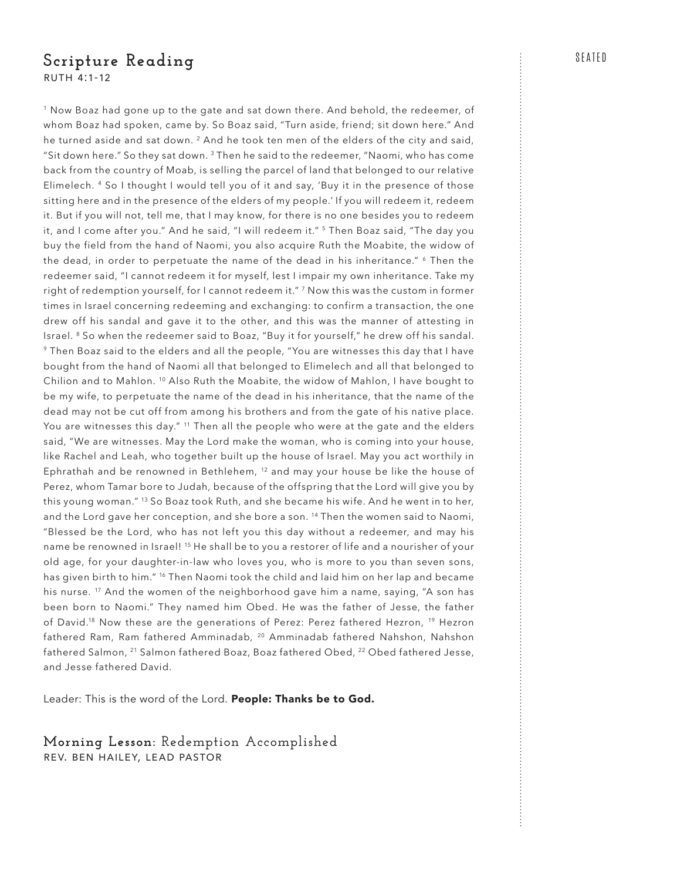## Scripture Reading

RUTH 4:1-12

SEATED

[1] Now Boaz had gone up to the gate and sat down there. And behold, the redeemer, of whom Boaz had spoken, came by. So Boaz said, "Turn aside, friend; sit down here." And he turned aside and sat down. [2] And he took ten men of the elders of the city and said, "Sit down here." So they sat down. [3] Then he said to the redeemer, "Naomi, who has come back from the country of Moab, is selling the parcel of land that belonged to our relative Elimelech. [4] So I thought I would tell you of it and say, 'Buy it in the presence of those sitting here and in the presence of the elders of my people.' If you will redeem it, redeem it. But if you will not, tell me, that I may know, for there is no one besides you to redeem it, and I come after you." And he said, "I will redeem it." [5] Then Boaz said, "The day you buy the field from the hand of Naomi, you also acquire Ruth the Moabite, the widow of the dead, in order to perpetuate the name of the dead in his inheritance." [6] Then the redeemer said, "I cannot redeem it for myself, lest I impair my own inheritance. Take my right of redemption yourself, for I cannot redeem it." [7] Now this was the custom in former times in Israel concerning redeeming and exchanging: to confirm a transaction, the one drew off his sandal and gave it to the other, and this was the manner of attesting in Israel. [8] So when the redeemer said to Boaz, "Buy it for yourself," he drew off his sandal. [9] Then Boaz said to the elders and all the people, "You are witnesses this day that I have bought from the hand of Naomi all that belonged to Elimelech and all that belonged to Chilion and to Mahlon. [10] Also Ruth the Moabite, the widow of Mahlon, I have bought to be my wife, to perpetuate the name of the dead in his inheritance, that the name of the dead may not be cut off from among his brothers and from the gate of his native place. You are witnesses this day." [11] Then all the people who were at the gate and the elders said, "We are witnesses. May the Lord make the woman, who is coming into your house, like Rachel and Leah, who together built up the house of Israel. May you act worthily in Ephrathah and be renowned in Bethlehem, [12] and may your house be like the house of Perez, whom Tamar bore to Judah, because of the offspring that the Lord will give you by this young woman." [13] So Boaz took Ruth, and she became his wife. And he went in to her, and the Lord gave her conception, and she bore a son. [14] Then the women said to Naomi, "Blessed be the Lord, who has not left you this day without a redeemer, and may his name be renowned in Israel! [15] He shall be to you a restorer of life and a nourisher of your old age, for your daughter-in-law who loves you, who is more to you than seven sons, has given birth to him." [16] Then Naomi took the child and laid him on her lap and became his nurse. [17] And the women of the neighborhood gave him a name, saying, "A son has been born to Naomi." They named him Obed. He was the father of Jesse, the father of David.[18] Now these are the generations of Perez: Perez fathered Hezron, [19] Hezron fathered Ram, Ram fathered Amminadab, [20] Amminadab fathered Nahshon, Nahshon fathered Salmon, [21] Salmon fathered Boaz, Boaz fathered Obed, [22] Obed fathered Jesse, and Jesse fathered David.

Leader: This is the word of the Lord. **People: Thanks be to God.**

## Morning Lesson: Redemption Accomplished

REV. BEN HAILEY, LEAD PASTOR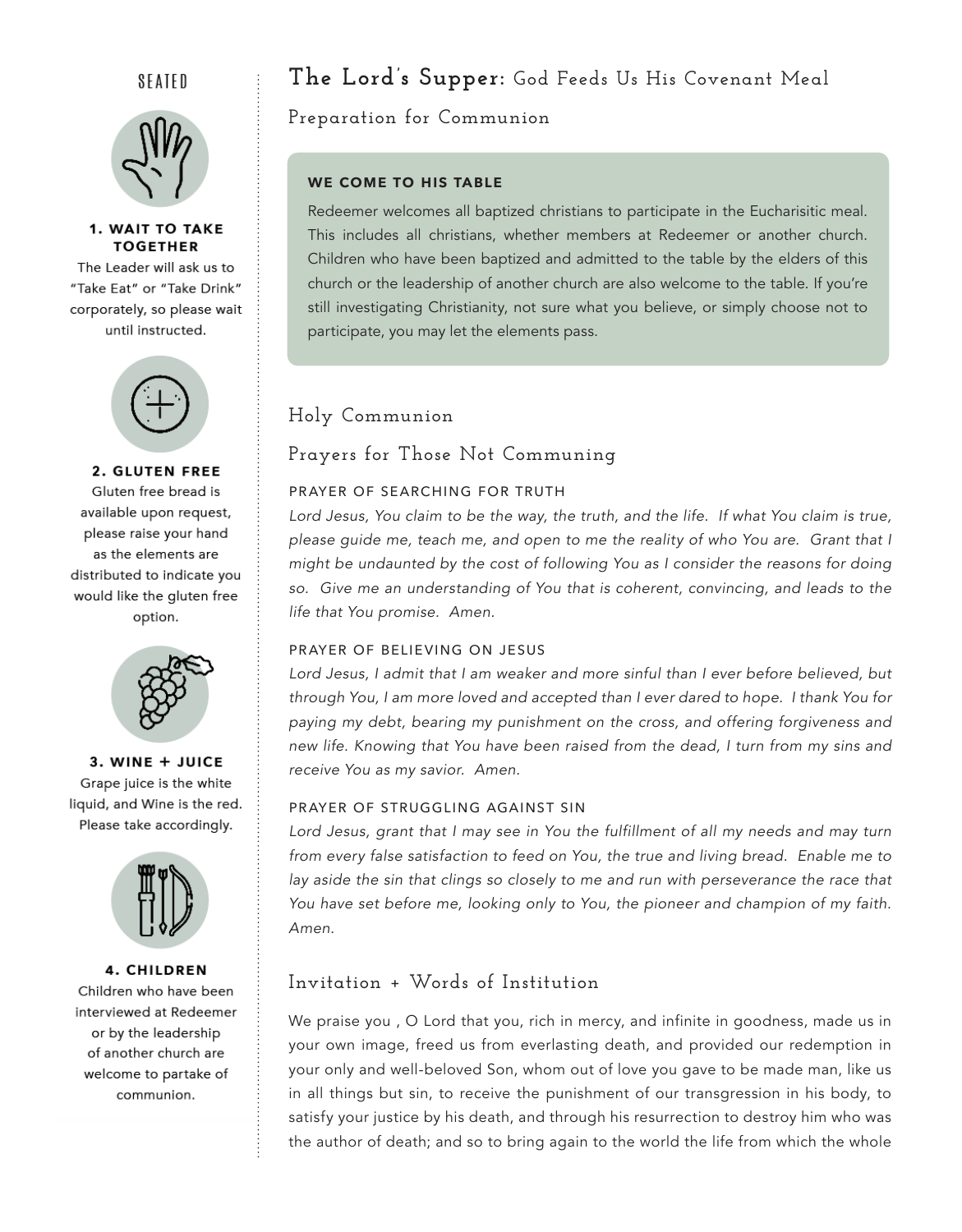## The Lord's Supper: God Feeds Us His Covenant Meal

### Preparation for Communion

**WE COME TO HIS TABLE**

Redeemer welcomes all baptized christians to participate in the Eucharisitic meal. This includes all christians, whether members at Redeemer or another church. Children who have been baptized and admitted to the table by the elders of this church or the leadership of another church are also welcome to the table. If you're still investigating Christianity, not sure what you believe, or simply choose not to participate, you may let the elements pass.

### Holy Communion

### Prayers for Those Not Communing

PRAYER OF SEARCHING FOR TRUTH

*Lord Jesus, You claim to be the way, the truth, and the life. If what You claim is true, please guide me, teach me, and open to me the reality of who You are. Grant that I might be undaunted by the cost of following You as I consider the reasons for doing so. Give me an understanding of You that is coherent, convincing, and leads to the life that You promise. Amen.*

PRAYER OF BELIEVING ON JESUS

*Lord Jesus, I admit that I am weaker and more sinful than I ever before believed, but through You, I am more loved and accepted than I ever dared to hope. I thank You for paying my debt, bearing my punishment on the cross, and offering forgiveness and new life. Knowing that You have been raised from the dead, I turn from my sins and receive You as my savior. Amen.*

PRAYER OF STRUGGLING AGAINST SIN

*Lord Jesus, grant that I may see in You the fulfillment of all my needs and may turn from every false satisfaction to feed on You, the true and living bread. Enable me to lay aside the sin that clings so closely to me and run with perseverance the race that You have set before me, looking only to You, the pioneer and champion of my faith. Amen.*

### Invitation + Words of Institution

We praise you , O Lord that you, rich in mercy, and infinite in goodness, made us in your own image, freed us from everlasting death, and provided our redemption in your only and well-beloved Son, whom out of love you gave to be made man, like us in all things but sin, to receive the punishment of our transgression in his body, to satisfy your justice by his death, and through his resurrection to destroy him who was the author of death; and so to bring again to the world the life from which the whole

SEATED

**1. WAIT TO TAKE TOGETHER**
The Leader will ask us to "Take Eat" or "Take Drink" corporately, so please wait until instructed.

**2. GLUTEN FREE**
Gluten free bread is available upon request, please raise your hand as the elements are distributed to indicate you would like the gluten free option.

**3. WINE + JUICE**
Grape juice is the white liquid, and Wine is the red. Please take accordingly.

**4. CHILDREN**
Children who have been interviewed at Redeemer or by the leadership of another church are welcome to partake of communion.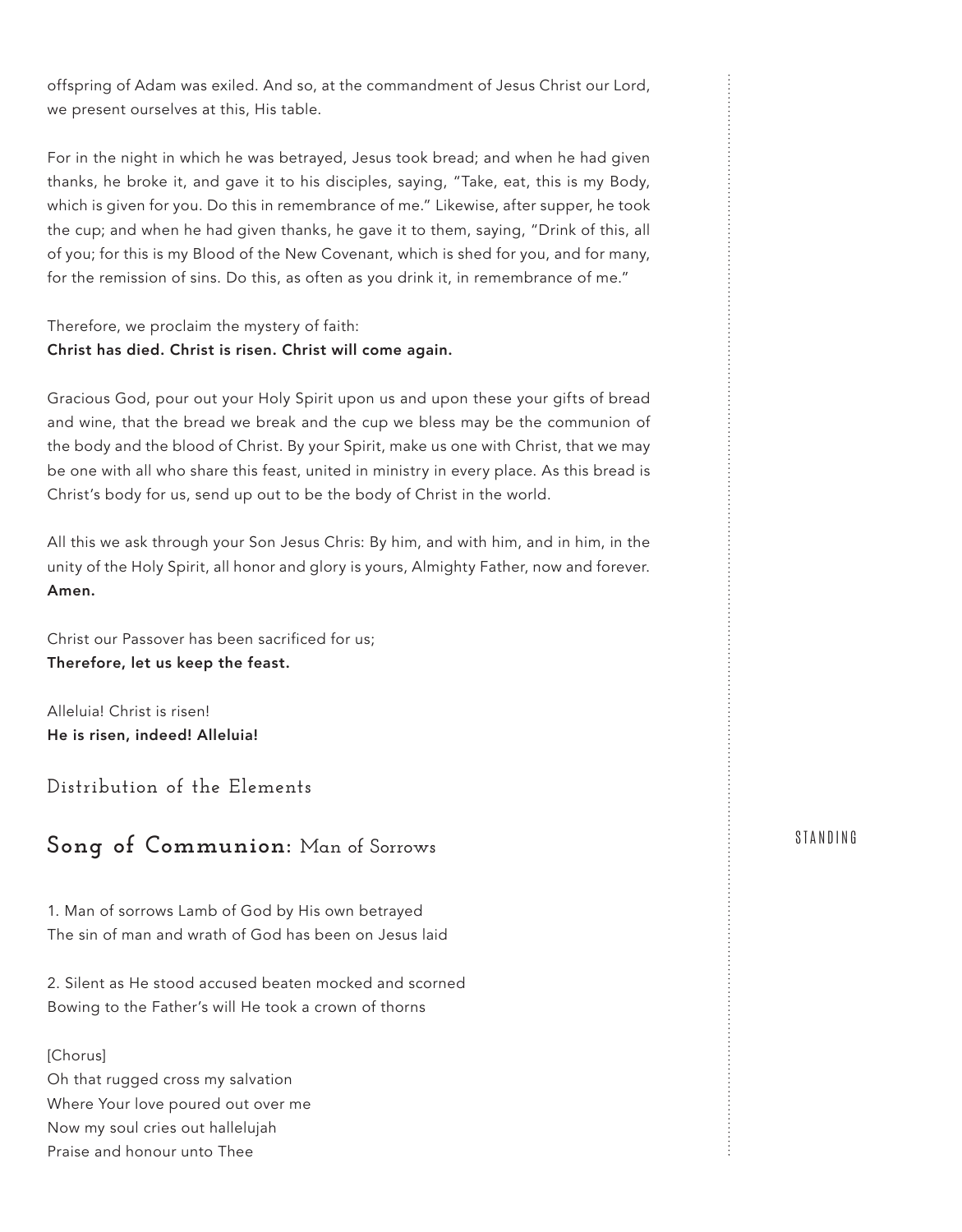offspring of Adam was exiled. And so, at the commandment of Jesus Christ our Lord, we present ourselves at this, His table.

For in the night in which he was betrayed, Jesus took bread; and when he had given thanks, he broke it, and gave it to his disciples, saying, "Take, eat, this is my Body, which is given for you. Do this in remembrance of me." Likewise, after supper, he took the cup; and when he had given thanks, he gave it to them, saying, "Drink of this, all of you; for this is my Blood of the New Covenant, which is shed for you, and for many, for the remission of sins. Do this, as often as you drink it, in remembrance of me."

Therefore, we proclaim the mystery of faith:
**Christ has died. Christ is risen. Christ will come again.**

Gracious God, pour out your Holy Spirit upon us and upon these your gifts of bread and wine, that the bread we break and the cup we bless may be the communion of the body and the blood of Christ. By your Spirit, make us one with Christ, that we may be one with all who share this feast, united in ministry in every place. As this bread is Christ's body for us, send up out to be the body of Christ in the world.

All this we ask through your Son Jesus Chris: By him, and with him, and in him, in the unity of the Holy Spirit, all honor and glory is yours, Almighty Father, now and forever.
**Amen.**

Christ our Passover has been sacrificed for us;
**Therefore, let us keep the feast.**

Alleluia! Christ is risen!
**He is risen, indeed! Alleluia!**

### Distribution of the Elements

## Song of Communion: Man of Sorrows

STANDING

1. Man of sorrows Lamb of God by His own betrayed
The sin of man and wrath of God has been on Jesus laid

2. Silent as He stood accused beaten mocked and scorned
Bowing to the Father's will He took a crown of thorns

[Chorus]
Oh that rugged cross my salvation
Where Your love poured out over me
Now my soul cries out hallelujah
Praise and honour unto Thee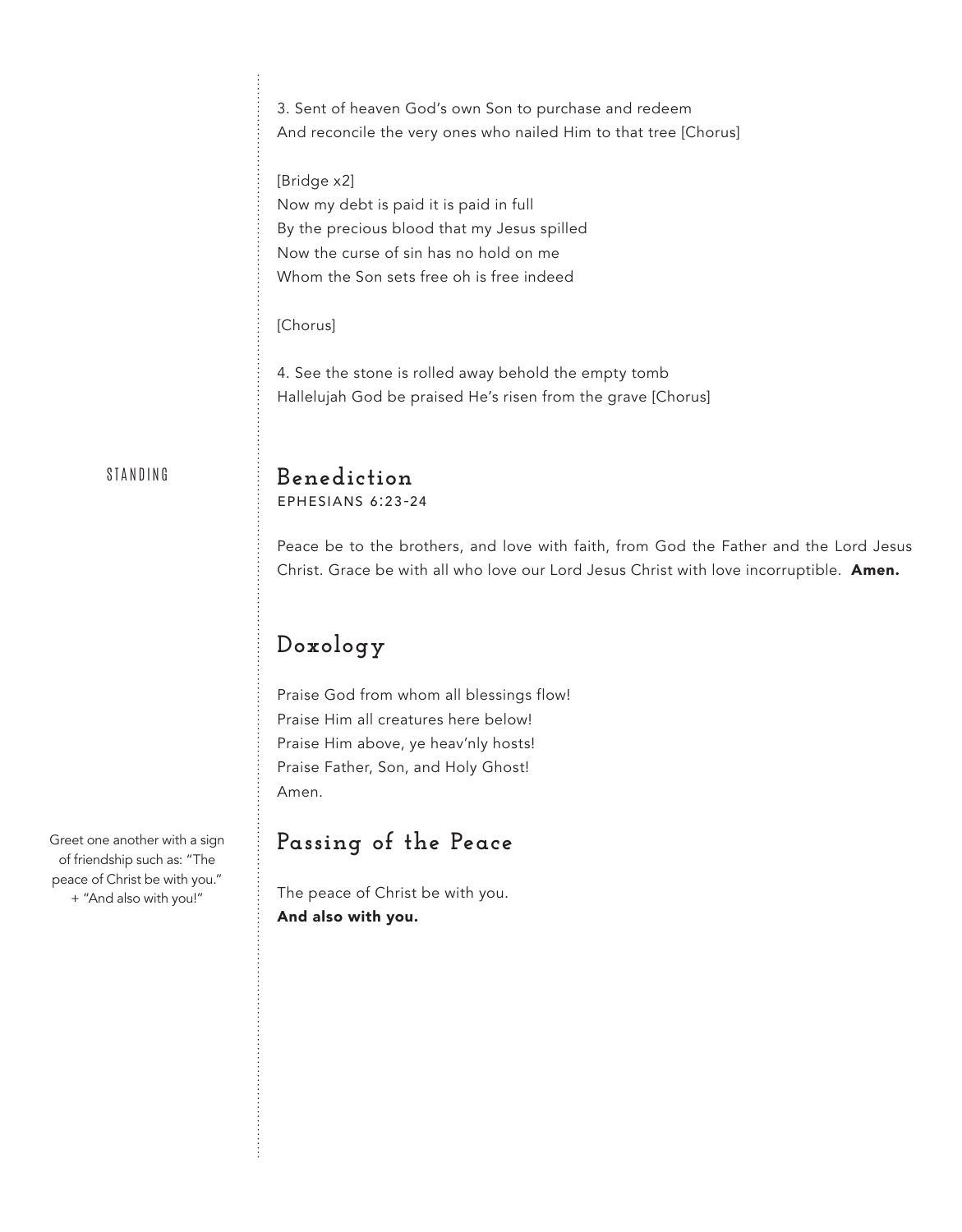3. Sent of heaven God's own Son to purchase and redeem
And reconcile the very ones who nailed Him to that tree [Chorus]

[Bridge x2]
Now my debt is paid it is paid in full
By the precious blood that my Jesus spilled
Now the curse of sin has no hold on me
Whom the Son sets free oh is free indeed

[Chorus]

4. See the stone is rolled away behold the empty tomb
Hallelujah God be praised He's risen from the grave [Chorus]

STANDING

## Benediction

EPHESIANS 6:23-24

Peace be to the brothers, and love with faith, from God the Father and the Lord Jesus Christ. Grace be with all who love our Lord Jesus Christ with love incorruptible. **Amen.**

## Doxology

Praise God from whom all blessings flow!
Praise Him all creatures here below!
Praise Him above, ye heav'nly hosts!
Praise Father, Son, and Holy Ghost!
Amen.

## Passing of the Peace

Greet one another with a sign of friendship such as: "The peace of Christ be with you." + "And also with you!"

The peace of Christ be with you.
**And also with you.**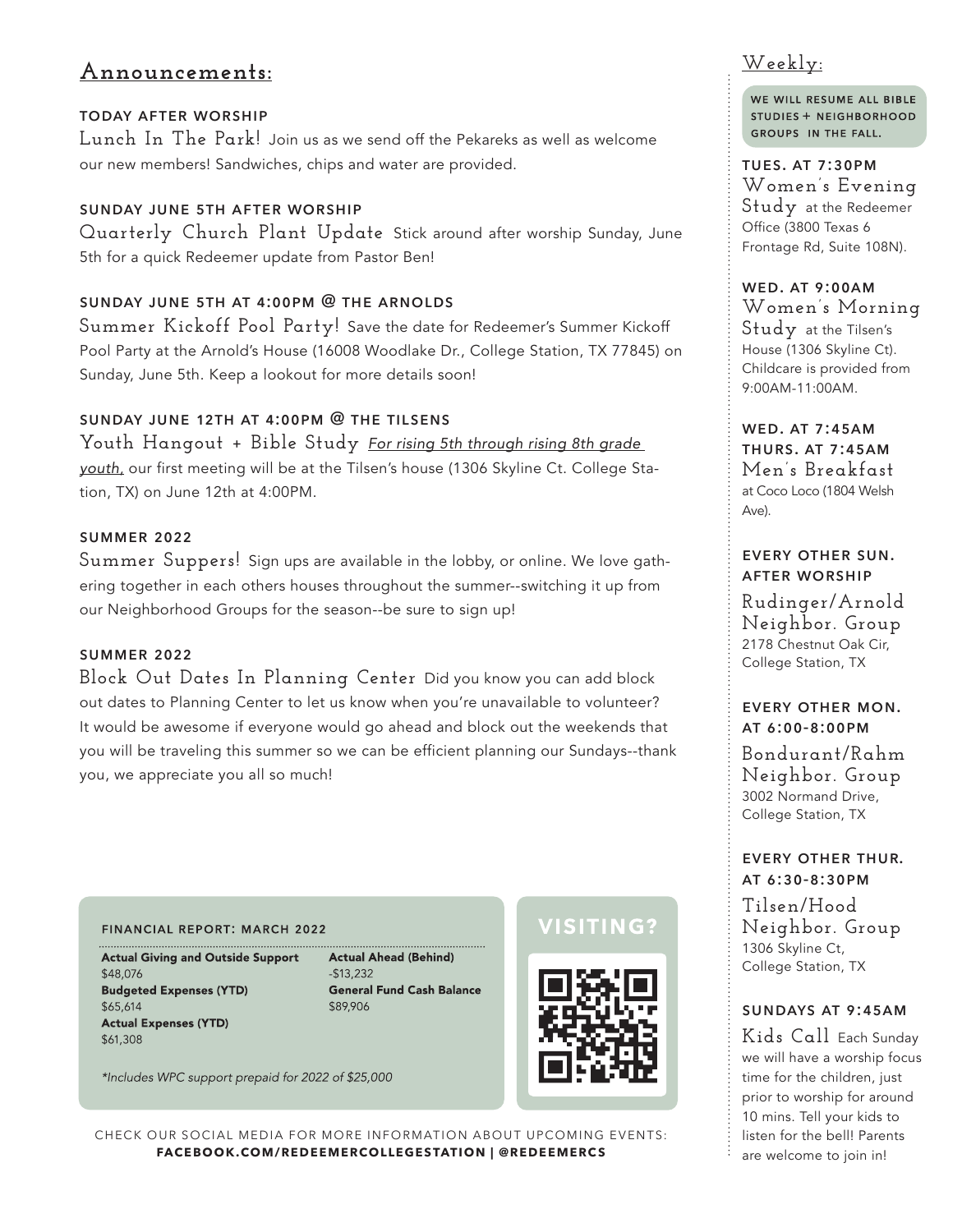## Announcements:

**TODAY AFTER WORSHIP**

Lunch In The Park! Join us as we send off the Pekareks as well as welcome our new members! Sandwiches, chips and water are provided.

**SUNDAY JUNE 5TH AFTER WORSHIP**

Quarterly Church Plant Update Stick around after worship Sunday, June 5th for a quick Redeemer update from Pastor Ben!

**SUNDAY JUNE 5TH AT 4:00PM @ THE ARNOLDS**

Summer Kickoff Pool Party! Save the date for Redeemer's Summer Kickoff Pool Party at the Arnold's House (16008 Woodlake Dr., College Station, TX 77845) on Sunday, June 5th. Keep a lookout for more details soon!

**SUNDAY JUNE 12TH AT 4:00PM @ THE TILSENS**

Youth Hangout + Bible Study *For rising 5th through rising 8th grade youth,* our first meeting will be at the Tilsen's house (1306 Skyline Ct. College Station, TX) on June 12th at 4:00PM.

**SUMMER 2022**

Summer Suppers! Sign ups are available in the lobby, or online. We love gathering together in each others houses throughout the summer--switching it up from our Neighborhood Groups for the season--be sure to sign up!

**SUMMER 2022**

Block Out Dates In Planning Center Did you know you can add block out dates to Planning Center to let us know when you're unavailable to volunteer? It would be awesome if everyone would go ahead and block out the weekends that you will be traveling this summer so we can be efficient planning our Sundays--thank you, we appreciate you all so much!

**FINANCIAL REPORT: MARCH 2022**

**Actual Giving and Outside Support**
$48,076

**Budgeted Expenses (YTD)**
$65,614

**Actual Expenses (YTD)**
$61,308

**Actual Ahead (Behind)**
-$13,232

**General Fund Cash Balance**
$89,906

*\*Includes WPC support prepaid for 2022 of $25,000*

**VISITING?**

CHECK OUR SOCIAL MEDIA FOR MORE INFORMATION ABOUT UPCOMING EVENTS:
**FACEBOOK.COM/REDEEMERCOLLEGESTATION | @REDEEMERCS**

## Weekly:

**WE WILL RESUME ALL BIBLE STUDIES + NEIGHBORHOOD GROUPS IN THE FALL.**

**TUES. AT 7:30PM**

Women's Evening Study at the Redeemer Office (3800 Texas 6 Frontage Rd, Suite 108N).

**WED. AT 9:00AM**

Women's Morning Study at the Tilsen's House (1306 Skyline Ct). Childcare is provided from 9:00AM-11:00AM.

**WED. AT 7:45AM**
**THURS. AT 7:45AM**

Men's Breakfast at Coco Loco (1804 Welsh Ave).

**EVERY OTHER SUN. AFTER WORSHIP**

Rudinger/Arnold Neighbor. Group
2178 Chestnut Oak Cir, College Station, TX

**EVERY OTHER MON. AT 6:00-8:00PM**

Bondurant/Rahm Neighbor. Group
3002 Normand Drive, College Station, TX

**EVERY OTHER THUR. AT 6:30-8:30PM**

Tilsen/Hood Neighbor. Group
1306 Skyline Ct, College Station, TX

**SUNDAYS AT 9:45AM**

Kids Call Each Sunday we will have a worship focus time for the children, just prior to worship for around 10 mins. Tell your kids to listen for the bell! Parents are welcome to join in!